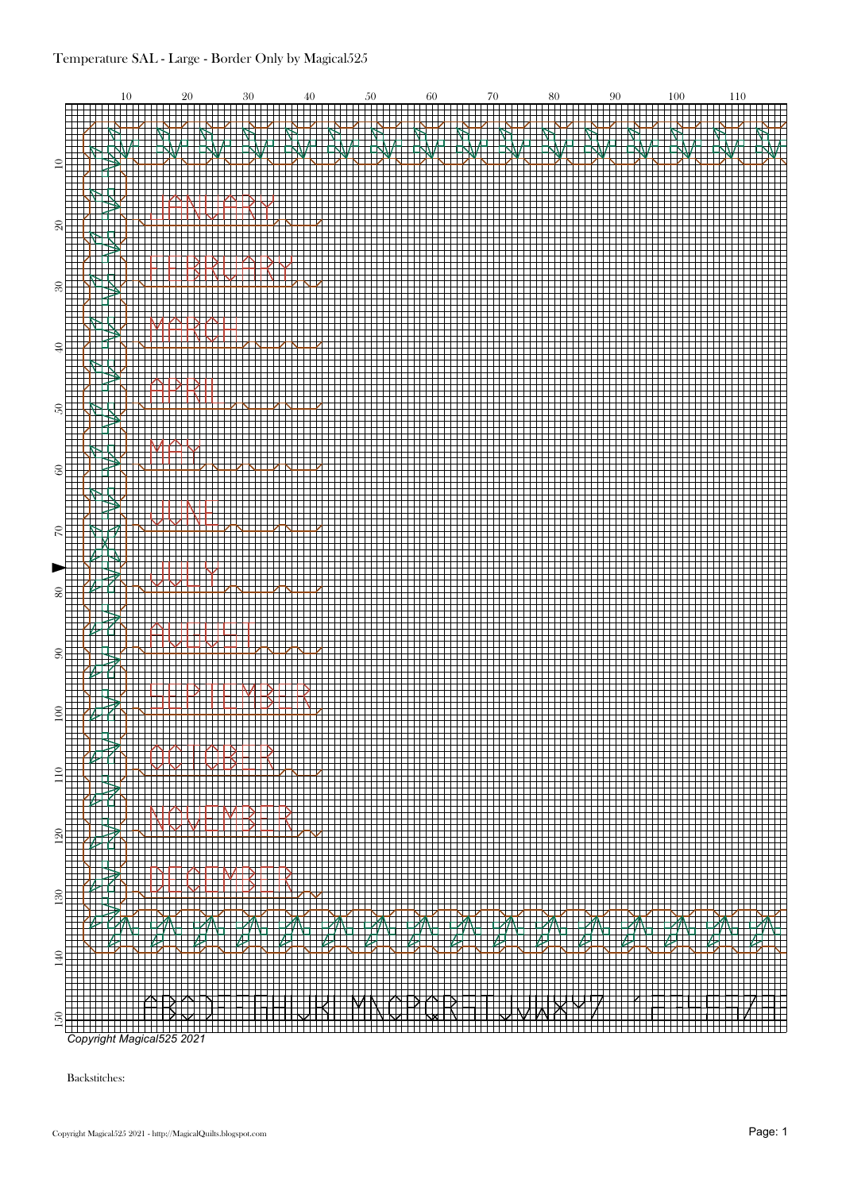Temperature SAL - Large - Border Only by Magical525

*Copyright Magical525 2021*

Backstitches: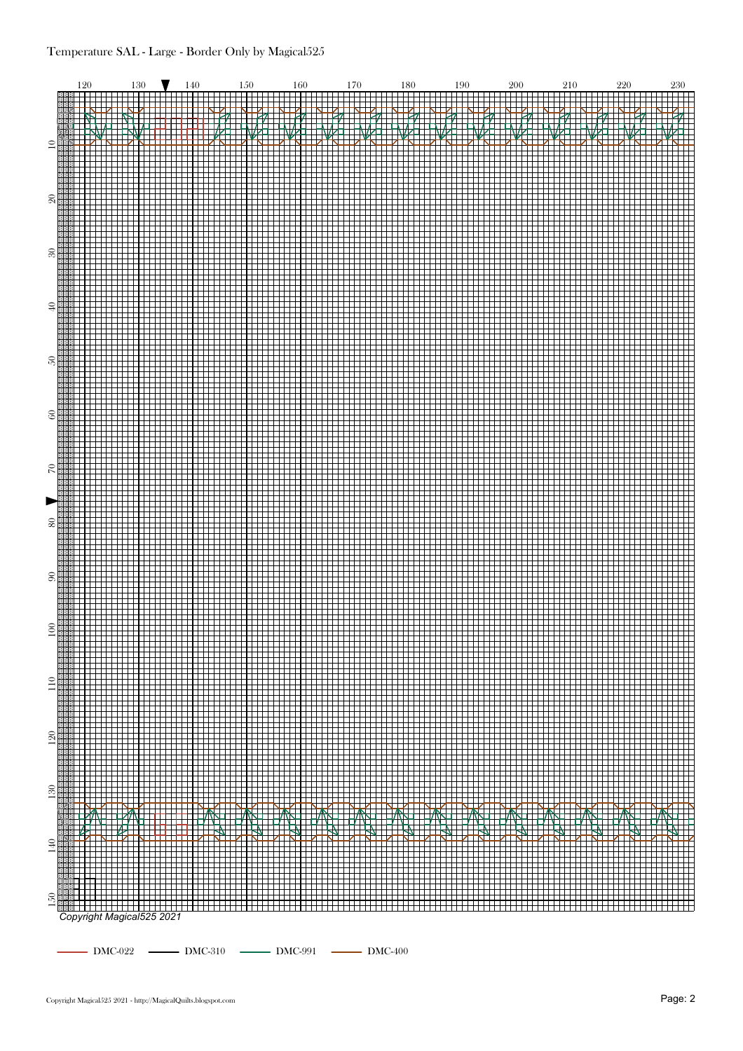Temperature SAL - Large - Border Only by Magical525

Copyright Magical525 2021

DMC-022 DMC-310 DMC-991 DMC-400

Copyright Magical525 2021 - http://MagicalQuilts.blogspot.com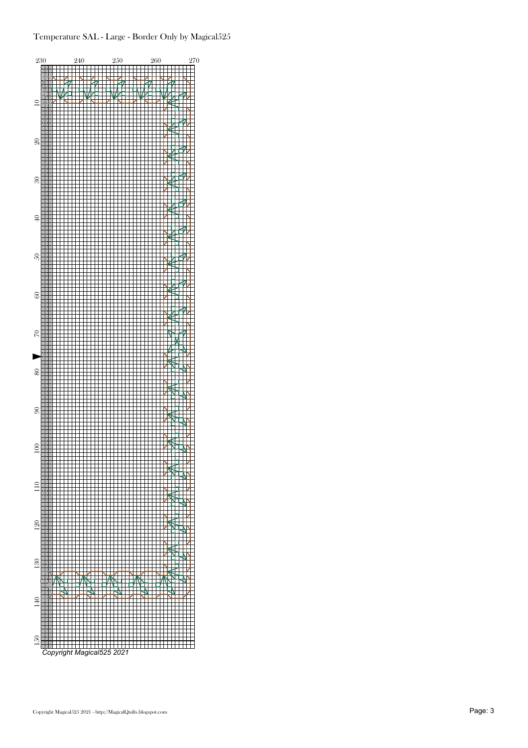Temperature SAL - Large - Border Only by Magical525

230 240 250 260 270

10 20 30 40 50 60 70 80 90 100 110 120 130 140 150

*Copyright Magical525 2021*

Copyright Magical525 2021 - http://MagicalQuilts.blogspot.com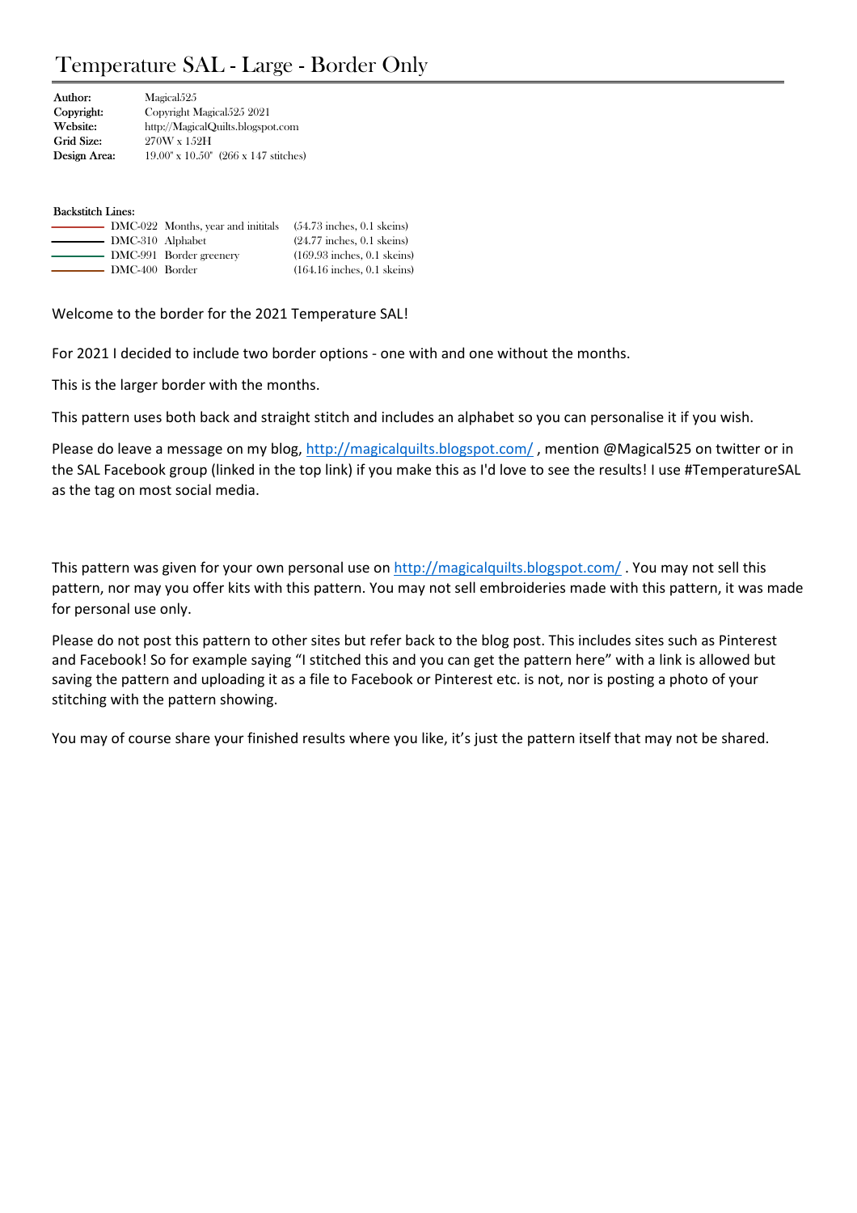# Temperature SAL - Large - Border Only

| | |
|---|---|
| **Author:** | Magical525 |
| **Copyright:** | Copyright Magical525 2021 |
| **Website:** | http://MagicalQuilts.blogspot.com |
| **Grid Size:** | 270W x 152H |
| **Design Area:** | 19.00" x 10.50" (266 x 147 stitches) |

**Backstitch Lines:**

| | | |
|---|---|---|
| DMC-022 | Months, year and inititals | (54.73 inches, 0.1 skeins) |
| DMC-310 | Alphabet | (24.77 inches, 0.1 skeins) |
| DMC-991 | Border greenery | (169.93 inches, 0.1 skeins) |
| DMC-400 | Border | (164.16 inches, 0.1 skeins) |

Welcome to the border for the 2021 Temperature SAL!

For 2021 I decided to include two border options - one with and one without the months.

This is the larger border with the months.

This pattern uses both back and straight stitch and includes an alphabet so you can personalise it if you wish.

Please do leave a message on my blog, http://magicalquilts.blogspot.com/ , mention @Magical525 on twitter or in the SAL Facebook group (linked in the top link) if you make this as I'd love to see the results! I use #TemperatureSAL as the tag on most social media.

This pattern was given for your own personal use on http://magicalquilts.blogspot.com/ . You may not sell this pattern, nor may you offer kits with this pattern. You may not sell embroideries made with this pattern, it was made for personal use only.

Please do not post this pattern to other sites but refer back to the blog post. This includes sites such as Pinterest and Facebook! So for example saying "I stitched this and you can get the pattern here" with a link is allowed but saving the pattern and uploading it as a file to Facebook or Pinterest etc. is not, nor is posting a photo of your stitching with the pattern showing.

You may of course share your finished results where you like, it's just the pattern itself that may not be shared.